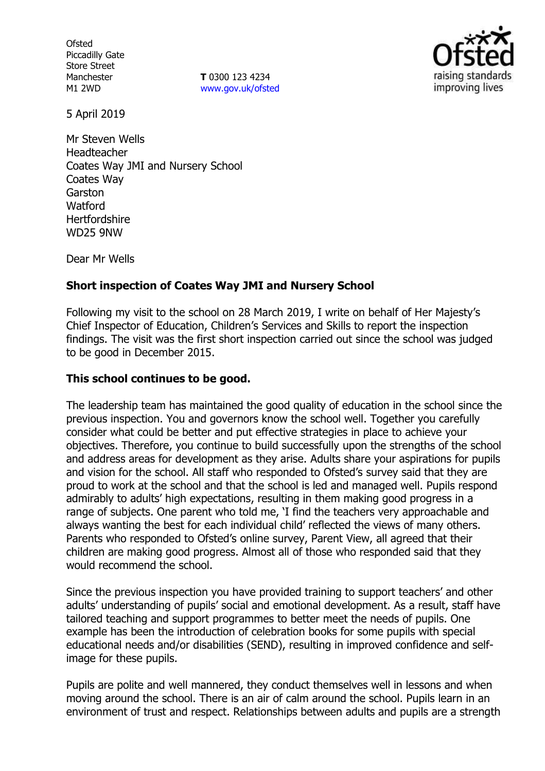Ofsted
Piccadilly Gate
Store Street
Manchester
M1 2WD

**T** 0300 123 4234
www.gov.uk/ofsted

5 April 2019

Mr Steven Wells
Headteacher
Coates Way JMI and Nursery School
Coates Way
Garston
Watford
Hertfordshire
WD25 9NW

Dear Mr Wells

**Short inspection of Coates Way JMI and Nursery School**

Following my visit to the school on 28 March 2019, I write on behalf of Her Majesty's Chief Inspector of Education, Children's Services and Skills to report the inspection findings. The visit was the first short inspection carried out since the school was judged to be good in December 2015.

**This school continues to be good.**

The leadership team has maintained the good quality of education in the school since the previous inspection. You and governors know the school well. Together you carefully consider what could be better and put effective strategies in place to achieve your objectives. Therefore, you continue to build successfully upon the strengths of the school and address areas for development as they arise. Adults share your aspirations for pupils and vision for the school. All staff who responded to Ofsted's survey said that they are proud to work at the school and that the school is led and managed well. Pupils respond admirably to adults' high expectations, resulting in them making good progress in a range of subjects. One parent who told me, 'I find the teachers very approachable and always wanting the best for each individual child' reflected the views of many others. Parents who responded to Ofsted's online survey, Parent View, all agreed that their children are making good progress. Almost all of those who responded said that they would recommend the school.

Since the previous inspection you have provided training to support teachers' and other adults' understanding of pupils' social and emotional development. As a result, staff have tailored teaching and support programmes to better meet the needs of pupils. One example has been the introduction of celebration books for some pupils with special educational needs and/or disabilities (SEND), resulting in improved confidence and self-image for these pupils.

Pupils are polite and well mannered, they conduct themselves well in lessons and when moving around the school. There is an air of calm around the school. Pupils learn in an environment of trust and respect. Relationships between adults and pupils are a strength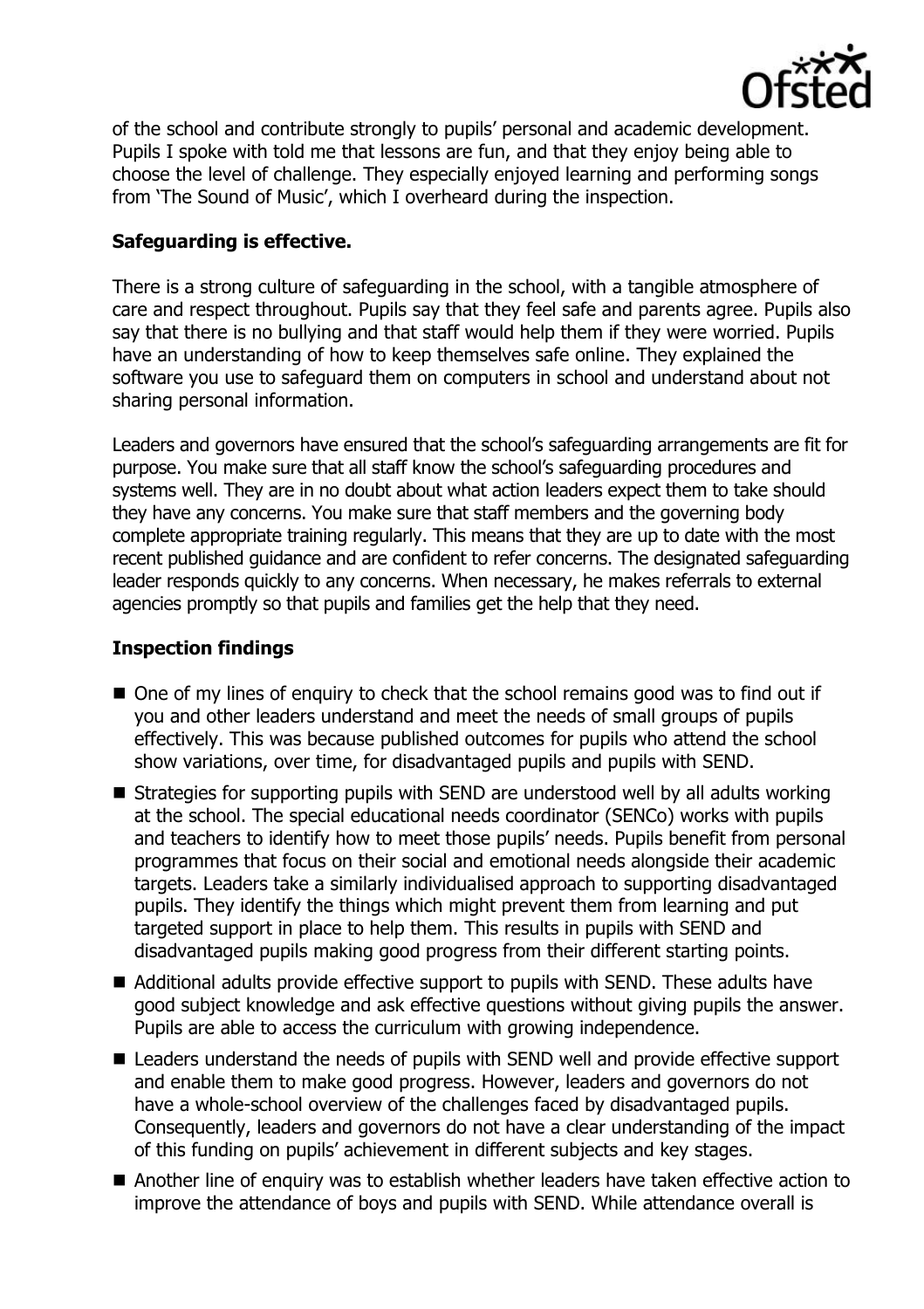of the school and contribute strongly to pupils' personal and academic development. Pupils I spoke with told me that lessons are fun, and that they enjoy being able to choose the level of challenge. They especially enjoyed learning and performing songs from 'The Sound of Music', which I overheard during the inspection.

**Safeguarding is effective.**

There is a strong culture of safeguarding in the school, with a tangible atmosphere of care and respect throughout. Pupils say that they feel safe and parents agree. Pupils also say that there is no bullying and that staff would help them if they were worried. Pupils have an understanding of how to keep themselves safe online. They explained the software you use to safeguard them on computers in school and understand about not sharing personal information.

Leaders and governors have ensured that the school's safeguarding arrangements are fit for purpose. You make sure that all staff know the school's safeguarding procedures and systems well. They are in no doubt about what action leaders expect them to take should they have any concerns. You make sure that staff members and the governing body complete appropriate training regularly. This means that they are up to date with the most recent published guidance and are confident to refer concerns. The designated safeguarding leader responds quickly to any concerns. When necessary, he makes referrals to external agencies promptly so that pupils and families get the help that they need.

**Inspection findings**

- One of my lines of enquiry to check that the school remains good was to find out if you and other leaders understand and meet the needs of small groups of pupils effectively. This was because published outcomes for pupils who attend the school show variations, over time, for disadvantaged pupils and pupils with SEND.
- Strategies for supporting pupils with SEND are understood well by all adults working at the school. The special educational needs coordinator (SENCo) works with pupils and teachers to identify how to meet those pupils' needs. Pupils benefit from personal programmes that focus on their social and emotional needs alongside their academic targets. Leaders take a similarly individualised approach to supporting disadvantaged pupils. They identify the things which might prevent them from learning and put targeted support in place to help them. This results in pupils with SEND and disadvantaged pupils making good progress from their different starting points.
- Additional adults provide effective support to pupils with SEND. These adults have good subject knowledge and ask effective questions without giving pupils the answer. Pupils are able to access the curriculum with growing independence.
- Leaders understand the needs of pupils with SEND well and provide effective support and enable them to make good progress. However, leaders and governors do not have a whole-school overview of the challenges faced by disadvantaged pupils. Consequently, leaders and governors do not have a clear understanding of the impact of this funding on pupils' achievement in different subjects and key stages.
- Another line of enquiry was to establish whether leaders have taken effective action to improve the attendance of boys and pupils with SEND. While attendance overall is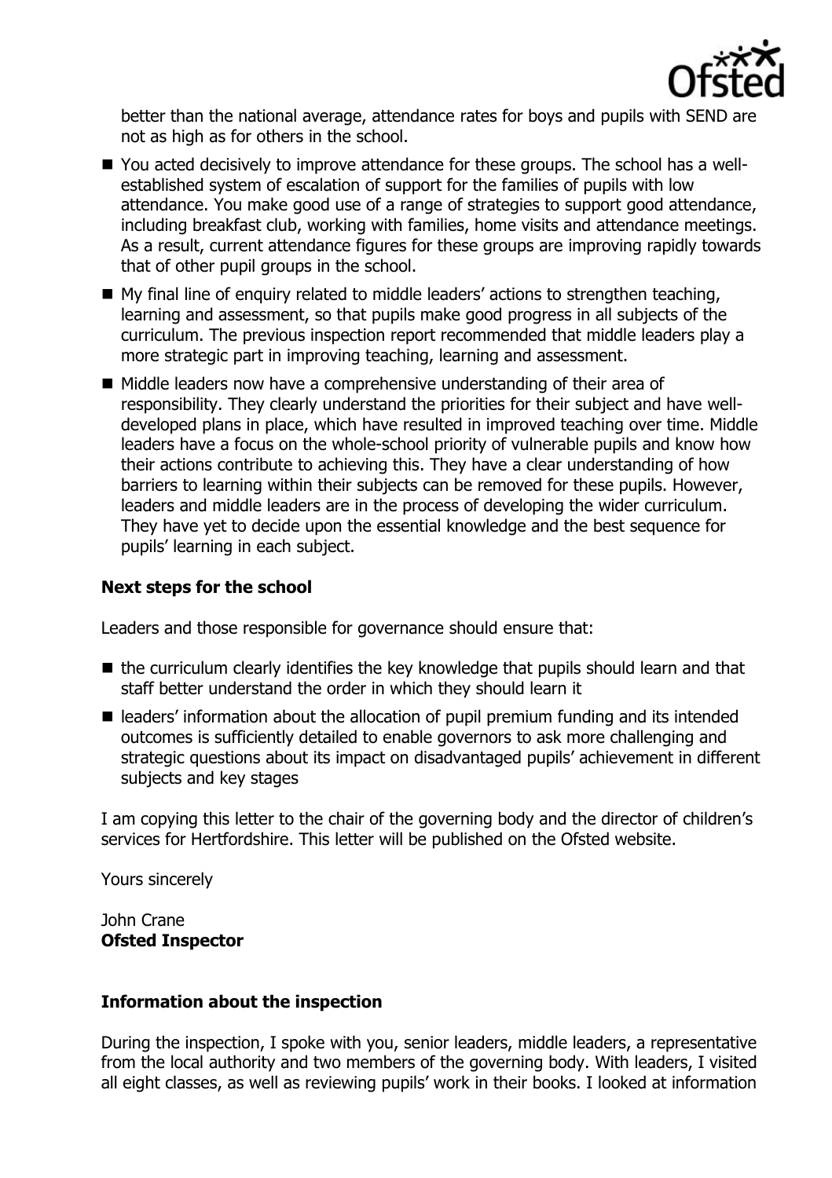better than the national average, attendance rates for boys and pupils with SEND are not as high as for others in the school.

- You acted decisively to improve attendance for these groups. The school has a well-established system of escalation of support for the families of pupils with low attendance. You make good use of a range of strategies to support good attendance, including breakfast club, working with families, home visits and attendance meetings. As a result, current attendance figures for these groups are improving rapidly towards that of other pupil groups in the school.
- My final line of enquiry related to middle leaders' actions to strengthen teaching, learning and assessment, so that pupils make good progress in all subjects of the curriculum. The previous inspection report recommended that middle leaders play a more strategic part in improving teaching, learning and assessment.
- Middle leaders now have a comprehensive understanding of their area of responsibility. They clearly understand the priorities for their subject and have well-developed plans in place, which have resulted in improved teaching over time. Middle leaders have a focus on the whole-school priority of vulnerable pupils and know how their actions contribute to achieving this. They have a clear understanding of how barriers to learning within their subjects can be removed for these pupils. However, leaders and middle leaders are in the process of developing the wider curriculum. They have yet to decide upon the essential knowledge and the best sequence for pupils' learning in each subject.

**Next steps for the school**

Leaders and those responsible for governance should ensure that:

- the curriculum clearly identifies the key knowledge that pupils should learn and that staff better understand the order in which they should learn it
- leaders' information about the allocation of pupil premium funding and its intended outcomes is sufficiently detailed to enable governors to ask more challenging and strategic questions about its impact on disadvantaged pupils' achievement in different subjects and key stages

I am copying this letter to the chair of the governing body and the director of children's services for Hertfordshire. This letter will be published on the Ofsted website.

Yours sincerely

John Crane
**Ofsted Inspector**

**Information about the inspection**

During the inspection, I spoke with you, senior leaders, middle leaders, a representative from the local authority and two members of the governing body. With leaders, I visited all eight classes, as well as reviewing pupils' work in their books. I looked at information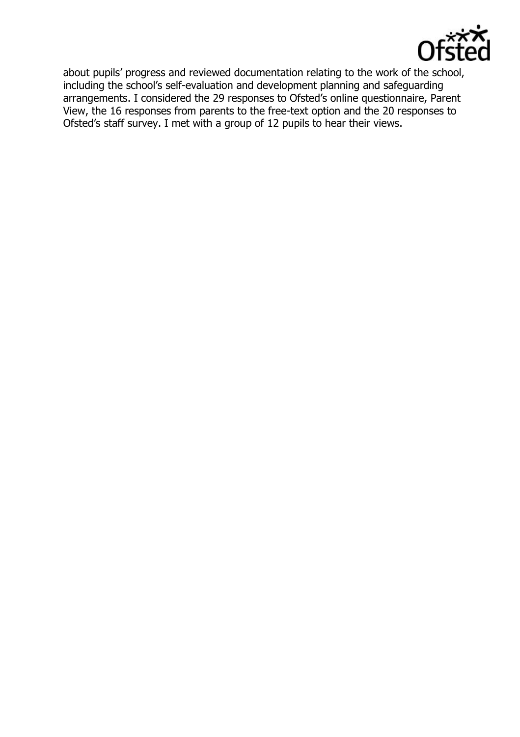about pupils' progress and reviewed documentation relating to the work of the school, including the school's self-evaluation and development planning and safeguarding arrangements. I considered the 29 responses to Ofsted's online questionnaire, Parent View, the 16 responses from parents to the free-text option and the 20 responses to Ofsted's staff survey. I met with a group of 12 pupils to hear their views.